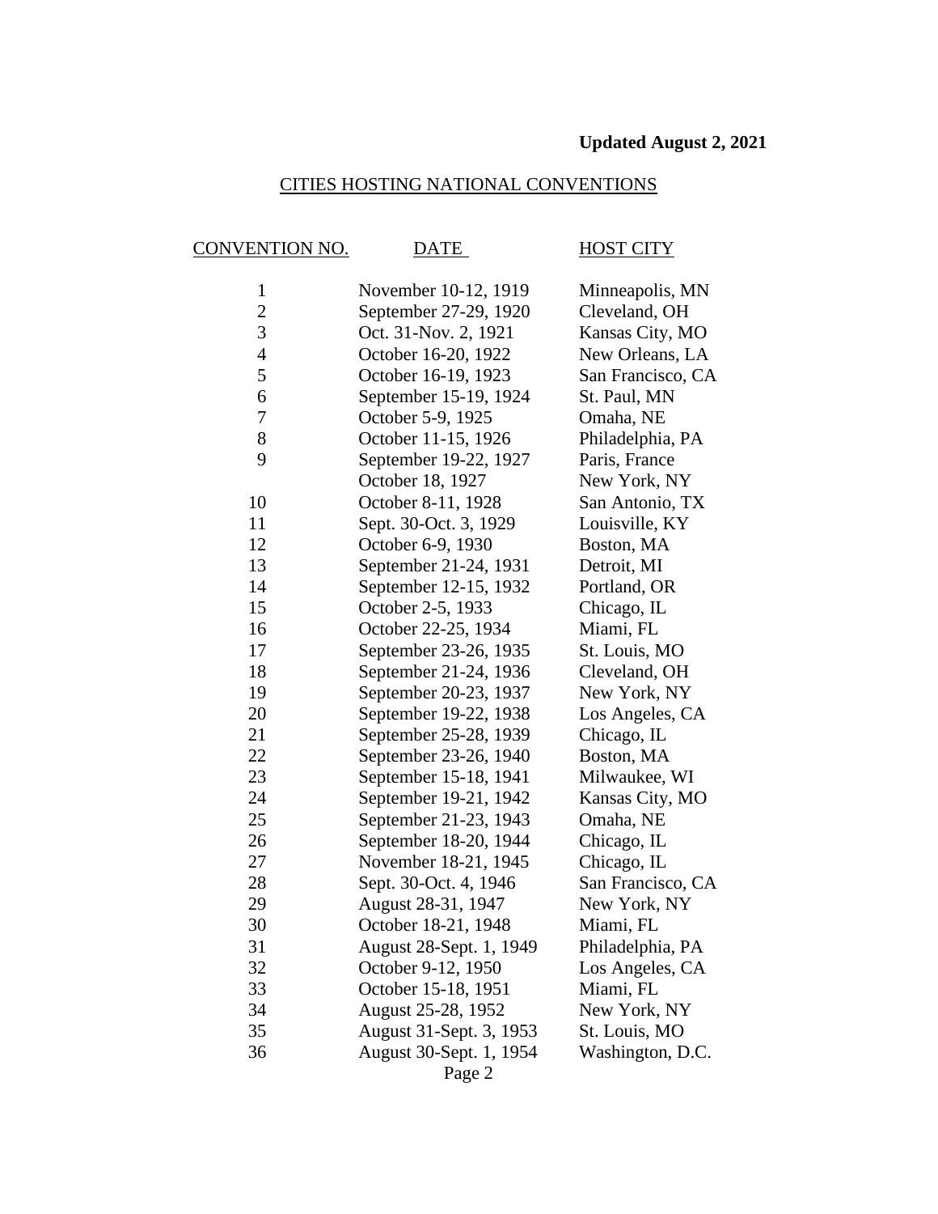**Updated August 2, 2021**

# CITIES HOSTING NATIONAL CONVENTIONS

| CONVENTION NO. | DATE | HOST CITY |
|---|---|---|
| 1 | November 10-12, 1919 | Minneapolis, MN |
| 2 | September 27-29, 1920 | Cleveland, OH |
| 3 | Oct. 31-Nov. 2, 1921 | Kansas City, MO |
| 4 | October 16-20, 1922 | New Orleans, LA |
| 5 | October 16-19, 1923 | San Francisco, CA |
| 6 | September 15-19, 1924 | St. Paul, MN |
| 7 | October 5-9, 1925 | Omaha, NE |
| 8 | October 11-15, 1926 | Philadelphia, PA |
| 9 | September 19-22, 1927 | Paris, France |
| | October 18, 1927 | New York, NY |
| 10 | October 8-11, 1928 | San Antonio, TX |
| 11 | Sept. 30-Oct. 3, 1929 | Louisville, KY |
| 12 | October 6-9, 1930 | Boston, MA |
| 13 | September 21-24, 1931 | Detroit, MI |
| 14 | September 12-15, 1932 | Portland, OR |
| 15 | October 2-5, 1933 | Chicago, IL |
| 16 | October 22-25, 1934 | Miami, FL |
| 17 | September 23-26, 1935 | St. Louis, MO |
| 18 | September 21-24, 1936 | Cleveland, OH |
| 19 | September 20-23, 1937 | New York, NY |
| 20 | September 19-22, 1938 | Los Angeles, CA |
| 21 | September 25-28, 1939 | Chicago, IL |
| 22 | September 23-26, 1940 | Boston, MA |
| 23 | September 15-18, 1941 | Milwaukee, WI |
| 24 | September 19-21, 1942 | Kansas City, MO |
| 25 | September 21-23, 1943 | Omaha, NE |
| 26 | September 18-20, 1944 | Chicago, IL |
| 27 | November 18-21, 1945 | Chicago, IL |
| 28 | Sept. 30-Oct. 4, 1946 | San Francisco, CA |
| 29 | August 28-31, 1947 | New York, NY |
| 30 | October 18-21, 1948 | Miami, FL |
| 31 | August 28-Sept. 1, 1949 | Philadelphia, PA |
| 32 | October 9-12, 1950 | Los Angeles, CA |
| 33 | October 15-18, 1951 | Miami, FL |
| 34 | August 25-28, 1952 | New York, NY |
| 35 | August 31-Sept. 3, 1953 | St. Louis, MO |
| 36 | August 30-Sept. 1, 1954 | Washington, D.C. |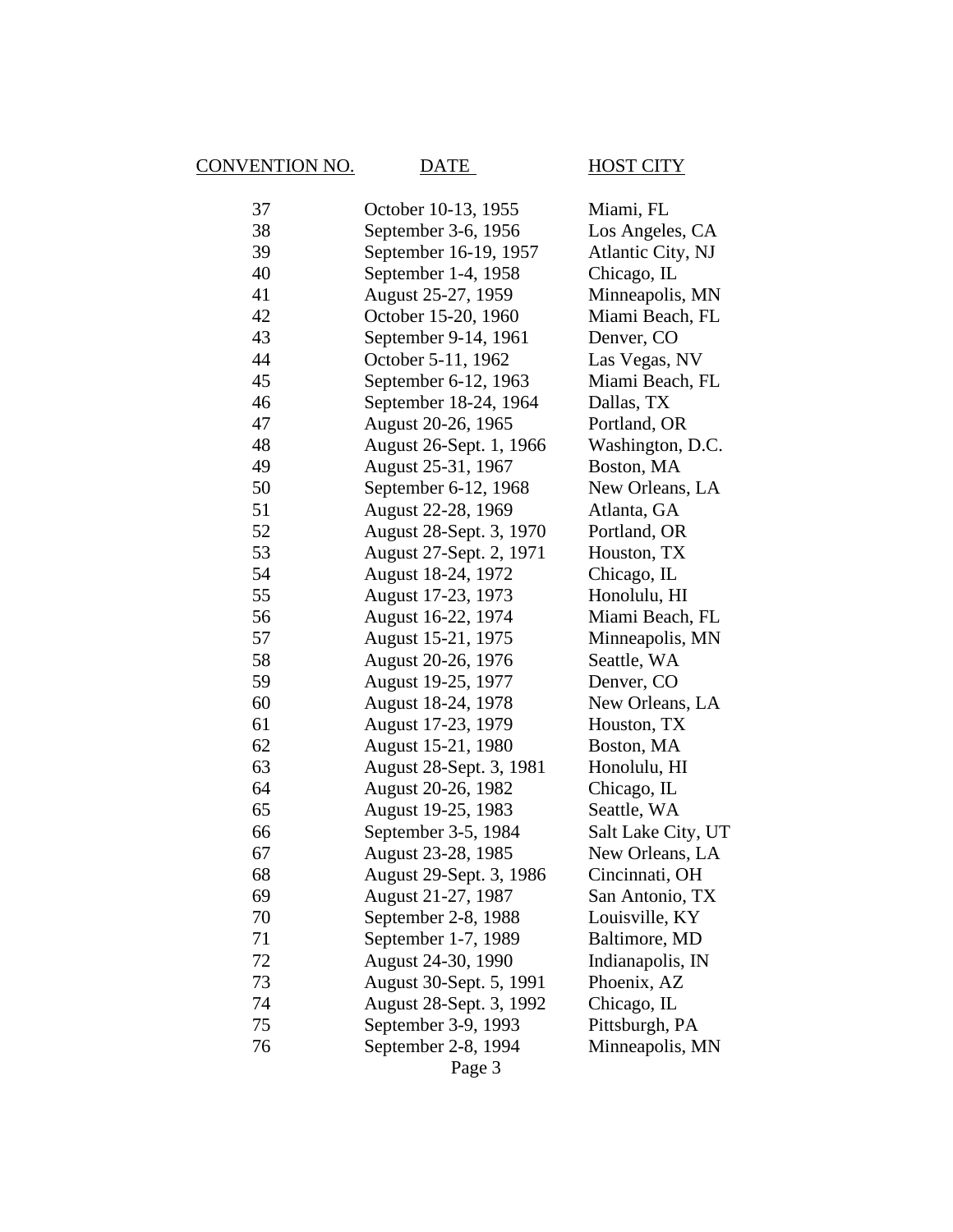| CONVENTION NO. | DATE | HOST CITY |
|---|---|---|
| 37 | October 10-13, 1955 | Miami, FL |
| 38 | September 3-6, 1956 | Los Angeles, CA |
| 39 | September 16-19, 1957 | Atlantic City, NJ |
| 40 | September 1-4, 1958 | Chicago, IL |
| 41 | August 25-27, 1959 | Minneapolis, MN |
| 42 | October 15-20, 1960 | Miami Beach, FL |
| 43 | September 9-14, 1961 | Denver, CO |
| 44 | October 5-11, 1962 | Las Vegas, NV |
| 45 | September 6-12, 1963 | Miami Beach, FL |
| 46 | September 18-24, 1964 | Dallas, TX |
| 47 | August 20-26, 1965 | Portland, OR |
| 48 | August 26-Sept. 1, 1966 | Washington, D.C. |
| 49 | August 25-31, 1967 | Boston, MA |
| 50 | September 6-12, 1968 | New Orleans, LA |
| 51 | August 22-28, 1969 | Atlanta, GA |
| 52 | August 28-Sept. 3, 1970 | Portland, OR |
| 53 | August 27-Sept. 2, 1971 | Houston, TX |
| 54 | August 18-24, 1972 | Chicago, IL |
| 55 | August 17-23, 1973 | Honolulu, HI |
| 56 | August 16-22, 1974 | Miami Beach, FL |
| 57 | August 15-21, 1975 | Minneapolis, MN |
| 58 | August 20-26, 1976 | Seattle, WA |
| 59 | August 19-25, 1977 | Denver, CO |
| 60 | August 18-24, 1978 | New Orleans, LA |
| 61 | August 17-23, 1979 | Houston, TX |
| 62 | August 15-21, 1980 | Boston, MA |
| 63 | August 28-Sept. 3, 1981 | Honolulu, HI |
| 64 | August 20-26, 1982 | Chicago, IL |
| 65 | August 19-25, 1983 | Seattle, WA |
| 66 | September 3-5, 1984 | Salt Lake City, UT |
| 67 | August 23-28, 1985 | New Orleans, LA |
| 68 | August 29-Sept. 3, 1986 | Cincinnati, OH |
| 69 | August 21-27, 1987 | San Antonio, TX |
| 70 | September 2-8, 1988 | Louisville, KY |
| 71 | September 1-7, 1989 | Baltimore, MD |
| 72 | August 24-30, 1990 | Indianapolis, IN |
| 73 | August 30-Sept. 5, 1991 | Phoenix, AZ |
| 74 | August 28-Sept. 3, 1992 | Chicago, IL |
| 75 | September 3-9, 1993 | Pittsburgh, PA |
| 76 | September 2-8, 1994 | Minneapolis, MN |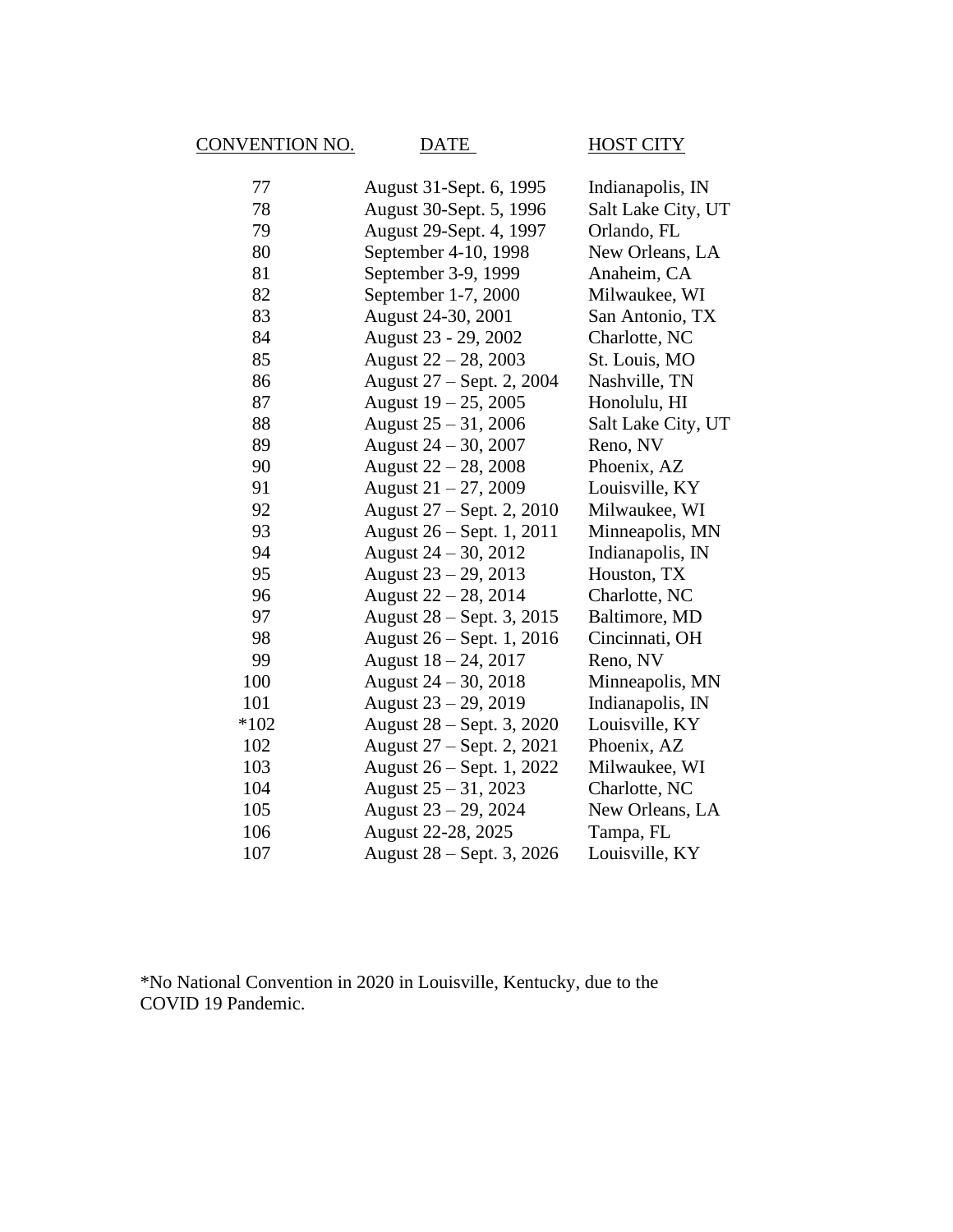| CONVENTION NO. | DATE | HOST CITY |
|---|---|---|
| 77 | August 31-Sept. 6, 1995 | Indianapolis, IN |
| 78 | August 30-Sept. 5, 1996 | Salt Lake City, UT |
| 79 | August 29-Sept. 4, 1997 | Orlando, FL |
| 80 | September 4-10, 1998 | New Orleans, LA |
| 81 | September 3-9, 1999 | Anaheim, CA |
| 82 | September 1-7, 2000 | Milwaukee, WI |
| 83 | August 24-30, 2001 | San Antonio, TX |
| 84 | August 23 - 29, 2002 | Charlotte, NC |
| 85 | August 22 – 28, 2003 | St. Louis, MO |
| 86 | August 27 – Sept. 2, 2004 | Nashville, TN |
| 87 | August 19 – 25, 2005 | Honolulu, HI |
| 88 | August 25 – 31, 2006 | Salt Lake City, UT |
| 89 | August 24 – 30, 2007 | Reno, NV |
| 90 | August 22 – 28, 2008 | Phoenix, AZ |
| 91 | August 21 – 27, 2009 | Louisville, KY |
| 92 | August 27 – Sept. 2, 2010 | Milwaukee, WI |
| 93 | August 26 – Sept. 1, 2011 | Minneapolis, MN |
| 94 | August 24 – 30, 2012 | Indianapolis, IN |
| 95 | August 23 – 29, 2013 | Houston, TX |
| 96 | August 22 – 28, 2014 | Charlotte, NC |
| 97 | August 28 – Sept. 3, 2015 | Baltimore, MD |
| 98 | August 26 – Sept. 1, 2016 | Cincinnati, OH |
| 99 | August 18 – 24, 2017 | Reno, NV |
| 100 | August 24 – 30, 2018 | Minneapolis, MN |
| 101 | August 23 – 29, 2019 | Indianapolis, IN |
| *102 | August 28 – Sept. 3, 2020 | Louisville, KY |
| 102 | August 27 – Sept. 2, 2021 | Phoenix, AZ |
| 103 | August 26 – Sept. 1, 2022 | Milwaukee, WI |
| 104 | August 25 – 31, 2023 | Charlotte, NC |
| 105 | August 23 – 29, 2024 | New Orleans, LA |
| 106 | August 22-28, 2025 | Tampa, FL |
| 107 | August 28 – Sept. 3, 2026 | Louisville, KY |

*No National Convention in 2020 in Louisville, Kentucky, due to the COVID 19 Pandemic.